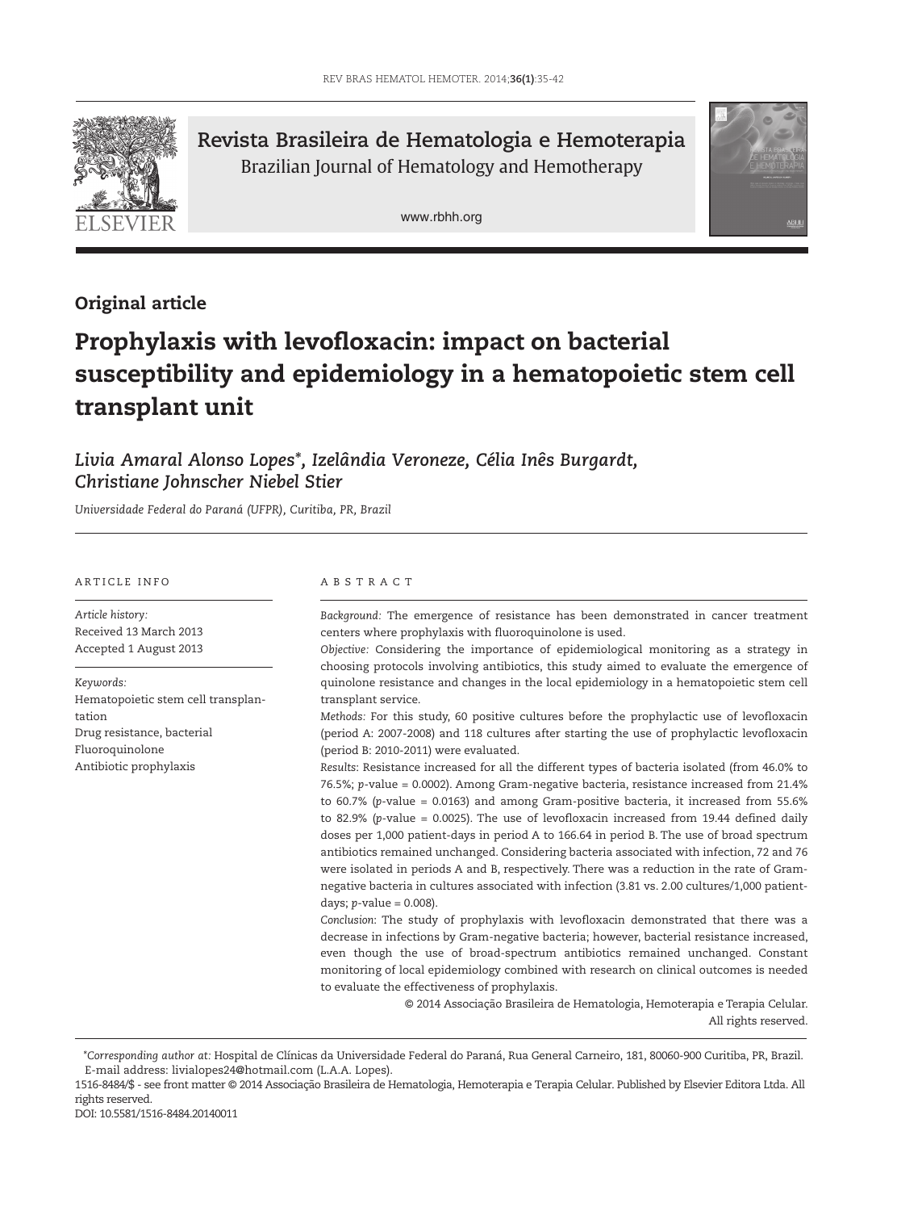Revista Brasileira de Hematologia e Hemoterapia

Brazilian Journal of Hematology and Hemotherapy

www.rbhh.org

Original article

# Prophylaxis with levofloxacin: impact on bacterial susceptibility and epidemiology in a hematopoietic stem cell transplant unit

*Livia Amaral Alonso Lopes\*, Izelândia Veroneze, Célia Inês Burgardt, Christiane Johnscher Niebel Stier*

*Universidade Federal do Paraná (UFPR), Curitiba, PR, Brazil*

ARTICLE INFO

*Article history:*
Received 13 March 2013
Accepted 1 August 2013

*Keywords:*
Hematopoietic stem cell transplantation
Drug resistance, bacterial
Fluoroquinolone
Antibiotic prophylaxis

ABSTRACT

*Background:* The emergence of resistance has been demonstrated in cancer treatment centers where prophylaxis with fluoroquinolone is used.

*Objective:* Considering the importance of epidemiological monitoring as a strategy in choosing protocols involving antibiotics, this study aimed to evaluate the emergence of quinolone resistance and changes in the local epidemiology in a hematopoietic stem cell transplant service.

*Methods:* For this study, 60 positive cultures before the prophylactic use of levofloxacin (period A: 2007-2008) and 118 cultures after starting the use of prophylactic levofloxacin (period B: 2010-2011) were evaluated.

*Results:* Resistance increased for all the different types of bacteria isolated (from 46.0% to 76.5%; *p*-value = 0.0002). Among Gram-negative bacteria, resistance increased from 21.4% to 60.7% (*p*-value = 0.0163) and among Gram-positive bacteria, it increased from 55.6% to 82.9% (*p*-value = 0.0025). The use of levofloxacin increased from 19.44 defined daily doses per 1,000 patient-days in period A to 166.64 in period B. The use of broad spectrum antibiotics remained unchanged. Considering bacteria associated with infection, 72 and 76 were isolated in periods A and B, respectively. There was a reduction in the rate of Gram-negative bacteria in cultures associated with infection (3.81 vs. 2.00 cultures/1,000 patient-days; *p*-value = 0.008).

*Conclusion:* The study of prophylaxis with levofloxacin demonstrated that there was a decrease in infections by Gram-negative bacteria; however, bacterial resistance increased, even though the use of broad-spectrum antibiotics remained unchanged. Constant monitoring of local epidemiology combined with research on clinical outcomes is needed to evaluate the effectiveness of prophylaxis.

© 2014 Associação Brasileira de Hematologia, Hemoterapia e Terapia Celular. All rights reserved.

\*Corresponding author at: Hospital de Clínicas da Universidade Federal do Paraná, Rua General Carneiro, 181, 80060-900 Curitiba, PR, Brazil. E-mail address: livialopes24@hotmail.com (L.A.A. Lopes).

1516-8484/$ - see front matter © 2014 Associação Brasileira de Hematologia, Hemoterapia e Terapia Celular. Published by Elsevier Editora Ltda. All rights reserved.

DOI: 10.5581/1516-8484.20140011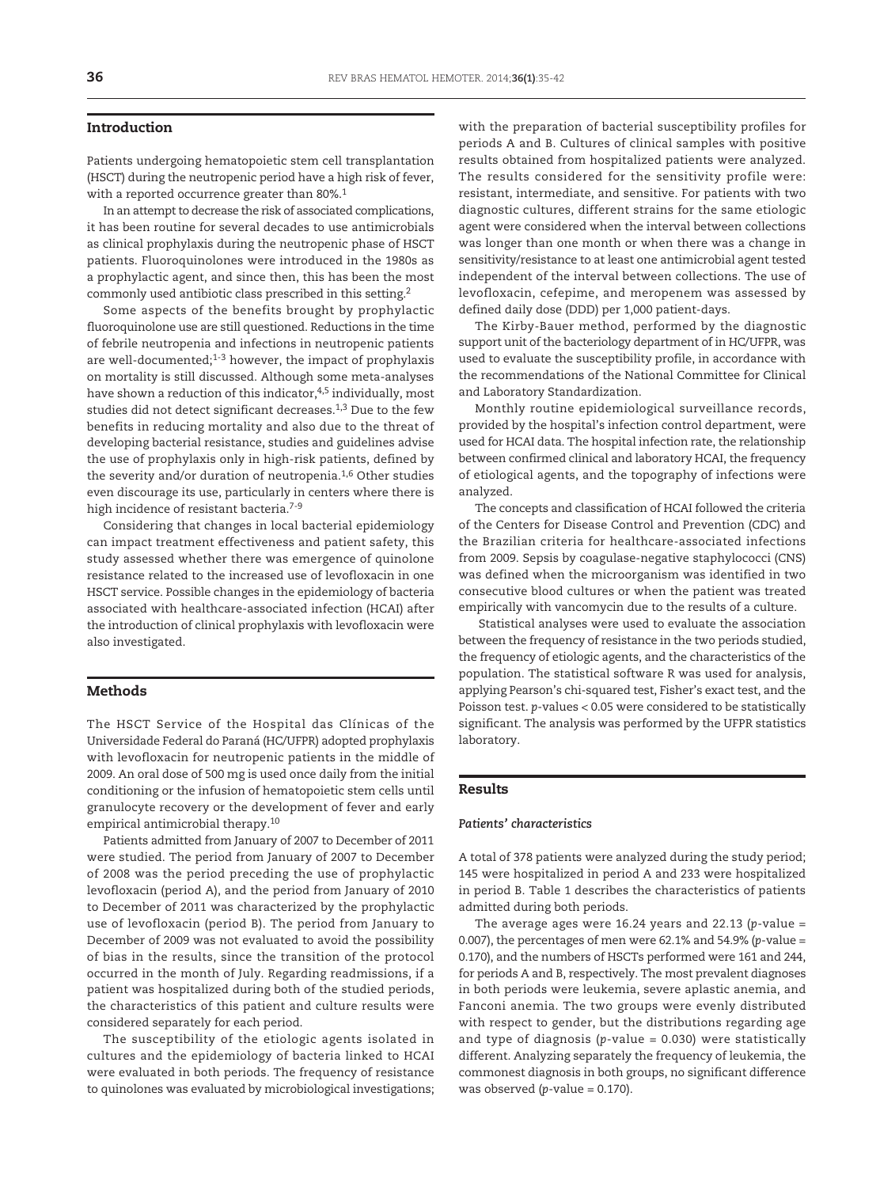## Introduction

Patients undergoing hematopoietic stem cell transplantation (HSCT) during the neutropenic period have a high risk of fever, with a reported occurrence greater than 80%.[1]

In an attempt to decrease the risk of associated complications, it has been routine for several decades to use antimicrobials as clinical prophylaxis during the neutropenic phase of HSCT patients. Fluoroquinolones were introduced in the 1980s as a prophylactic agent, and since then, this has been the most commonly used antibiotic class prescribed in this setting.[2]

Some aspects of the benefits brought by prophylactic fluoroquinolone use are still questioned. Reductions in the time of febrile neutropenia and infections in neutropenic patients are well-documented;[1-3] however, the impact of prophylaxis on mortality is still discussed. Although some meta-analyses have shown a reduction of this indicator,[4,5] individually, most studies did not detect significant decreases.[1,3] Due to the few benefits in reducing mortality and also due to the threat of developing bacterial resistance, studies and guidelines advise the use of prophylaxis only in high-risk patients, defined by the severity and/or duration of neutropenia.[1,6] Other studies even discourage its use, particularly in centers where there is high incidence of resistant bacteria.[7-9]

Considering that changes in local bacterial epidemiology can impact treatment effectiveness and patient safety, this study assessed whether there was emergence of quinolone resistance related to the increased use of levofloxacin in one HSCT service. Possible changes in the epidemiology of bacteria associated with healthcare-associated infection (HCAI) after the introduction of clinical prophylaxis with levofloxacin were also investigated.

## Methods

The HSCT Service of the Hospital das Clínicas of the Universidade Federal do Paraná (HC/UFPR) adopted prophylaxis with levofloxacin for neutropenic patients in the middle of 2009. An oral dose of 500 mg is used once daily from the initial conditioning or the infusion of hematopoietic stem cells until granulocyte recovery or the development of fever and early empirical antimicrobial therapy.[10]

Patients admitted from January of 2007 to December of 2011 were studied. The period from January of 2007 to December of 2008 was the period preceding the use of prophylactic levofloxacin (period A), and the period from January of 2010 to December of 2011 was characterized by the prophylactic use of levofloxacin (period B). The period from January to December of 2009 was not evaluated to avoid the possibility of bias in the results, since the transition of the protocol occurred in the month of July. Regarding readmissions, if a patient was hospitalized during both of the studied periods, the characteristics of this patient and culture results were considered separately for each period.

The susceptibility of the etiologic agents isolated in cultures and the epidemiology of bacteria linked to HCAI were evaluated in both periods. The frequency of resistance to quinolones was evaluated by microbiological investigations; with the preparation of bacterial susceptibility profiles for periods A and B. Cultures of clinical samples with positive results obtained from hospitalized patients were analyzed. The results considered for the sensitivity profile were: resistant, intermediate, and sensitive. For patients with two diagnostic cultures, different strains for the same etiologic agent were considered when the interval between collections was longer than one month or when there was a change in sensitivity/resistance to at least one antimicrobial agent tested independent of the interval between collections. The use of levofloxacin, cefepime, and meropenem was assessed by defined daily dose (DDD) per 1,000 patient-days.

The Kirby-Bauer method, performed by the diagnostic support unit of the bacteriology department of in HC/UFPR, was used to evaluate the susceptibility profile, in accordance with the recommendations of the National Committee for Clinical and Laboratory Standardization.

Monthly routine epidemiological surveillance records, provided by the hospital's infection control department, were used for HCAI data. The hospital infection rate, the relationship between confirmed clinical and laboratory HCAI, the frequency of etiological agents, and the topography of infections were analyzed.

The concepts and classification of HCAI followed the criteria of the Centers for Disease Control and Prevention (CDC) and the Brazilian criteria for healthcare-associated infections from 2009. Sepsis by coagulase-negative staphylococci (CNS) was defined when the microorganism was identified in two consecutive blood cultures or when the patient was treated empirically with vancomycin due to the results of a culture.

Statistical analyses were used to evaluate the association between the frequency of resistance in the two periods studied, the frequency of etiologic agents, and the characteristics of the population. The statistical software R was used for analysis, applying Pearson's chi-squared test, Fisher's exact test, and the Poisson test. *p*-values < 0.05 were considered to be statistically significant. The analysis was performed by the UFPR statistics laboratory.

## Results

### *Patients' characteristics*

A total of 378 patients were analyzed during the study period; 145 were hospitalized in period A and 233 were hospitalized in period B. Table 1 describes the characteristics of patients admitted during both periods.

The average ages were 16.24 years and 22.13 (*p*-value = 0.007), the percentages of men were 62.1% and 54.9% (*p*-value = 0.170), and the numbers of HSCTs performed were 161 and 244, for periods A and B, respectively. The most prevalent diagnoses in both periods were leukemia, severe aplastic anemia, and Fanconi anemia. The two groups were evenly distributed with respect to gender, but the distributions regarding age and type of diagnosis (*p*-value = 0.030) were statistically different. Analyzing separately the frequency of leukemia, the commonest diagnosis in both groups, no significant difference was observed (*p*-value = 0.170).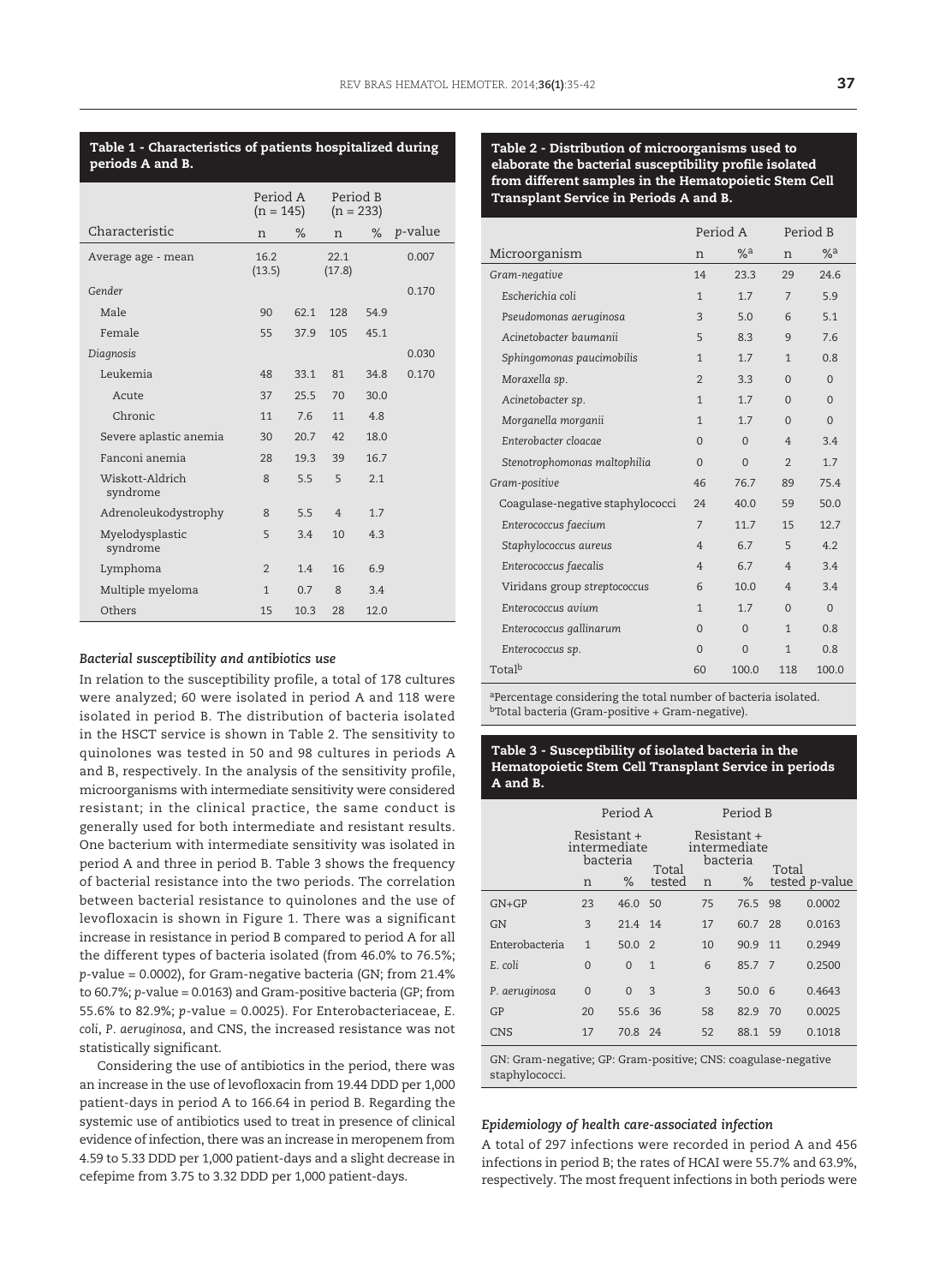**Table 1 - Characteristics of patients hospitalized during periods A and B.**

| | Period A (n = 145) | | Period B (n = 233) | | |
|---|---|---|---|---|---|
| Characteristic | n | % | n | % | *p*-value |
| Average age - mean | 16.2 (13.5) | | 22.1 (17.8) | | 0.007 |
| *Gender* | | | | | 0.170 |
| Male | 90 | 62.1 | 128 | 54.9 | |
| Female | 55 | 37.9 | 105 | 45.1 | |
| *Diagnosis* | | | | | 0.030 |
| Leukemia | 48 | 33.1 | 81 | 34.8 | 0.170 |
| Acute | 37 | 25.5 | 70 | 30.0 | |
| Chronic | 11 | 7.6 | 11 | 4.8 | |
| Severe aplastic anemia | 30 | 20.7 | 42 | 18.0 | |
| Fanconi anemia | 28 | 19.3 | 39 | 16.7 | |
| Wiskott-Aldrich syndrome | 8 | 5.5 | 5 | 2.1 | |
| Adrenoleukodystrophy | 8 | 5.5 | 4 | 1.7 | |
| Myelodysplastic syndrome | 5 | 3.4 | 10 | 4.3 | |
| Lymphoma | 2 | 1.4 | 16 | 6.9 | |
| Multiple myeloma | 1 | 0.7 | 8 | 3.4 | |
| Others | 15 | 10.3 | 28 | 12.0 | |

### *Bacterial susceptibility and antibiotics use*

In relation to the susceptibility profile, a total of 178 cultures were analyzed; 60 were isolated in period A and 118 were isolated in period B. The distribution of bacteria isolated in the HSCT service is shown in Table 2. The sensitivity to quinolones was tested in 50 and 98 cultures in periods A and B, respectively. In the analysis of the sensitivity profile, microorganisms with intermediate sensitivity were considered resistant; in the clinical practice, the same conduct is generally used for both intermediate and resistant results. One bacterium with intermediate sensitivity was isolated in period A and three in period B. Table 3 shows the frequency of bacterial resistance into the two periods. The correlation between bacterial resistance to quinolones and the use of levofloxacin is shown in Figure 1. There was a significant increase in resistance in period B compared to period A for all the different types of bacteria isolated (from 46.0% to 76.5%; *p*-value = 0.0002), for Gram-negative bacteria (GN; from 21.4% to 60.7%; *p*-value = 0.0163) and Gram-positive bacteria (GP; from 55.6% to 82.9%; *p*-value = 0.0025). For Enterobacteriaceae, *E. coli*, *P. aeruginosa*, and CNS, the increased resistance was not statistically significant.

Considering the use of antibiotics in the period, there was an increase in the use of levofloxacin from 19.44 DDD per 1,000 patient-days in period A to 166.64 in period B. Regarding the systemic use of antibiotics used to treat in presence of clinical evidence of infection, there was an increase in meropenem from 4.59 to 5.33 DDD per 1,000 patient-days and a slight decrease in cefepime from 3.75 to 3.32 DDD per 1,000 patient-days.

**Table 2 - Distribution of microorganisms used to elaborate the bacterial susceptibility profile isolated from different samples in the Hematopoietic Stem Cell Transplant Service in Periods A and B.**

| | Period A | | Period B | |
|---|---|---|---|---|
| Microorganism | n | %[a] | n | %[a] |
| *Gram-negative* | 14 | 23.3 | 29 | 24.6 |
| *Escherichia coli* | 1 | 1.7 | 7 | 5.9 |
| *Pseudomonas aeruginosa* | 3 | 5.0 | 6 | 5.1 |
| *Acinetobacter baumanii* | 5 | 8.3 | 9 | 7.6 |
| *Sphingomonas paucimobilis* | 1 | 1.7 | 1 | 0.8 |
| *Moraxella sp.* | 2 | 3.3 | 0 | 0 |
| *Acinetobacter sp.* | 1 | 1.7 | 0 | 0 |
| *Morganella morganii* | 1 | 1.7 | 0 | 0 |
| *Enterobacter cloacae* | 0 | 0 | 4 | 3.4 |
| *Stenotrophomonas maltophilia* | 0 | 0 | 2 | 1.7 |
| *Gram-positive* | 46 | 76.7 | 89 | 75.4 |
| Coagulase-negative staphylococci | 24 | 40.0 | 59 | 50.0 |
| *Enterococcus faecium* | 7 | 11.7 | 15 | 12.7 |
| *Staphylococcus aureus* | 4 | 6.7 | 5 | 4.2 |
| *Enterococcus faecalis* | 4 | 6.7 | 4 | 3.4 |
| Viridans group *streptococcus* | 6 | 10.0 | 4 | 3.4 |
| *Enterococcus avium* | 1 | 1.7 | 0 | 0 |
| *Enterococcus gallinarum* | 0 | 0 | 1 | 0.8 |
| *Enterococcus sp.* | 0 | 0 | 1 | 0.8 |
| Total[b] | 60 | 100.0 | 118 | 100.0 |

[a]Percentage considering the total number of bacteria isolated.
[b]Total bacteria (Gram-positive + Gram-negative).

**Table 3 - Susceptibility of isolated bacteria in the Hematopoietic Stem Cell Transplant Service in periods A and B.**

| | Period A | | | Period B | | | |
|---|---|---|---|---|---|---|---|
| | Resistant + intermediate bacteria | | Total tested | Resistant + intermediate bacteria | | Total tested | *p*-value |
| | n | % | | n | % | | |
| GN+GP | 23 | 46.0 | 50 | 75 | 76.5 | 98 | 0.0002 |
| GN | 3 | 21.4 | 14 | 17 | 60.7 | 28 | 0.0163 |
| Enterobacteria | 1 | 50.0 | 2 | 10 | 90.9 | 11 | 0.2949 |
| *E. coli* | 0 | 0 | 1 | 6 | 85.7 | 7 | 0.2500 |
| *P. aeruginosa* | 0 | 0 | 3 | 3 | 50.0 | 6 | 0.4643 |
| GP | 20 | 55.6 | 36 | 58 | 82.9 | 70 | 0.0025 |
| CNS | 17 | 70.8 | 24 | 52 | 88.1 | 59 | 0.1018 |

GN: Gram-negative; GP: Gram-positive; CNS: coagulase-negative staphylococci.

### *Epidemiology of health care-associated infection*

A total of 297 infections were recorded in period A and 456 infections in period B; the rates of HCAI were 55.7% and 63.9%, respectively. The most frequent infections in both periods were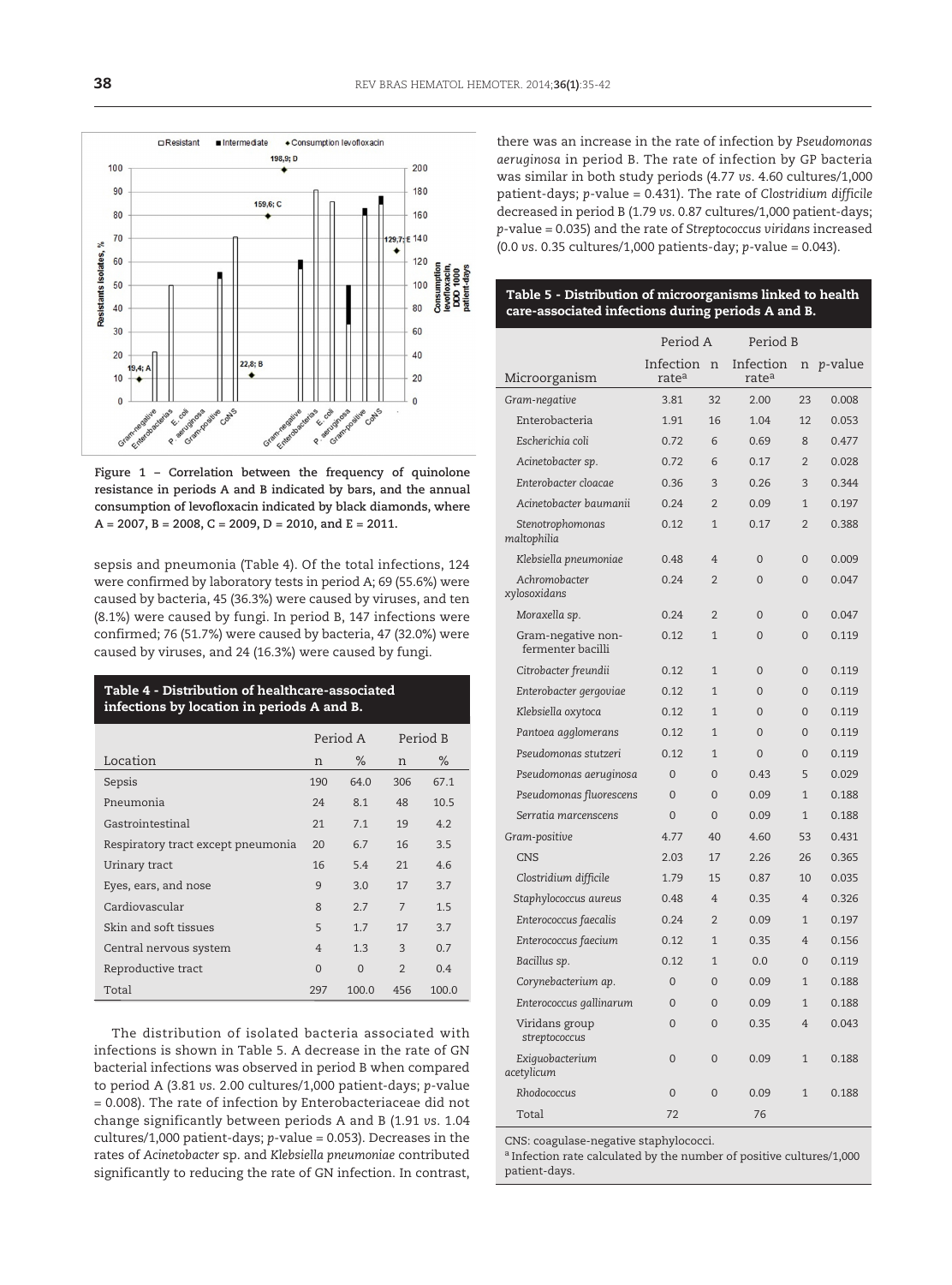Figure 1 – Correlation between the frequency of quinolone resistance in periods A and B indicated by bars, and the annual consumption of levofloxacin indicated by black diamonds, where A = 2007, B = 2008, C = 2009, D = 2010, and E = 2011.

sepsis and pneumonia (Table 4). Of the total infections, 124 were confirmed by laboratory tests in period A; 69 (55.6%) were caused by bacteria, 45 (36.3%) were caused by viruses, and ten (8.1%) were caused by fungi. In period B, 147 infections were confirmed; 76 (51.7%) were caused by bacteria, 47 (32.0%) were caused by viruses, and 24 (16.3%) were caused by fungi.

**Table 4 - Distribution of healthcare-associated infections by location in periods A and B.**

| | Period A | | Period B | |
|---|---|---|---|---|
| Location | n | % | n | % |
| Sepsis | 190 | 64.0 | 306 | 67.1 |
| Pneumonia | 24 | 8.1 | 48 | 10.5 |
| Gastrointestinal | 21 | 7.1 | 19 | 4.2 |
| Respiratory tract except pneumonia | 20 | 6.7 | 16 | 3.5 |
| Urinary tract | 16 | 5.4 | 21 | 4.6 |
| Eyes, ears, and nose | 9 | 3.0 | 17 | 3.7 |
| Cardiovascular | 8 | 2.7 | 7 | 1.5 |
| Skin and soft tissues | 5 | 1.7 | 17 | 3.7 |
| Central nervous system | 4 | 1.3 | 3 | 0.7 |
| Reproductive tract | 0 | 0 | 2 | 0.4 |
| Total | 297 | 100.0 | 456 | 100.0 |

The distribution of isolated bacteria associated with infections is shown in Table 5. A decrease in the rate of GN bacterial infections was observed in period B when compared to period A (3.81 *vs.* 2.00 cultures/1,000 patient-days; *p*-value = 0.008). The rate of infection by Enterobacteriaceae did not change significantly between periods A and B (1.91 *vs.* 1.04 cultures/1,000 patient-days; *p*-value = 0.053). Decreases in the rates of *Acinetobacter* sp. and *Klebsiella pneumoniae* contributed significantly to reducing the rate of GN infection. In contrast, there was an increase in the rate of infection by *Pseudomonas aeruginosa* in period B. The rate of infection by GP bacteria was similar in both study periods (4.77 *vs.* 4.60 cultures/1,000 patient-days; *p*-value = 0.431). The rate of *Clostridium difficile* decreased in period B (1.79 *vs.* 0.87 cultures/1,000 patient-days; *p*-value = 0.035) and the rate of *Streptococcus viridans* increased (0.0 *vs.* 0.35 cultures/1,000 patients-day; *p*-value = 0.043).

**Table 5 - Distribution of microorganisms linked to health care-associated infections during periods A and B.**

| | Period A | | Period B | | |
|---|---|---|---|---|---|
| Microorganism | Infection rate[a] | n | Infection rate[a] | n | *p*-value |
| *Gram-negative* | 3.81 | 32 | 2.00 | 23 | 0.008 |
| Enterobacteria | 1.91 | 16 | 1.04 | 12 | 0.053 |
| *Escherichia coli* | 0.72 | 6 | 0.69 | 8 | 0.477 |
| *Acinetobacter sp.* | 0.72 | 6 | 0.17 | 2 | 0.028 |
| *Enterobacter cloacae* | 0.36 | 3 | 0.26 | 3 | 0.344 |
| *Acinetobacter baumanii* | 0.24 | 2 | 0.09 | 1 | 0.197 |
| *Stenotrophomonas maltophilia* | 0.12 | 1 | 0.17 | 2 | 0.388 |
| *Klebsiella pneumoniae* | 0.48 | 4 | 0 | 0 | 0.009 |
| *Achromobacter xylosoxidans* | 0.24 | 2 | 0 | 0 | 0.047 |
| *Moraxella sp.* | 0.24 | 2 | 0 | 0 | 0.047 |
| Gram-negative non-fermenter bacilli | 0.12 | 1 | 0 | 0 | 0.119 |
| *Citrobacter freundii* | 0.12 | 1 | 0 | 0 | 0.119 |
| *Enterobacter gergoviae* | 0.12 | 1 | 0 | 0 | 0.119 |
| *Klebsiella oxytoca* | 0.12 | 1 | 0 | 0 | 0.119 |
| *Pantoea agglomerans* | 0.12 | 1 | 0 | 0 | 0.119 |
| *Pseudomonas stutzeri* | 0.12 | 1 | 0 | 0 | 0.119 |
| *Pseudomonas aeruginosa* | 0 | 0 | 0.43 | 5 | 0.029 |
| *Pseudomonas fluorescens* | 0 | 0 | 0.09 | 1 | 0.188 |
| *Serratia marcenscens* | 0 | 0 | 0.09 | 1 | 0.188 |
| *Gram-positive* | 4.77 | 40 | 4.60 | 53 | 0.431 |
| CNS | 2.03 | 17 | 2.26 | 26 | 0.365 |
| *Clostridium difficile* | 1.79 | 15 | 0.87 | 10 | 0.035 |
| *Staphylococcus aureus* | 0.48 | 4 | 0.35 | 4 | 0.326 |
| *Enterococcus faecalis* | 0.24 | 2 | 0.09 | 1 | 0.197 |
| *Enterococcus faecium* | 0.12 | 1 | 0.35 | 4 | 0.156 |
| *Bacillus sp.* | 0.12 | 1 | 0.0 | 0 | 0.119 |
| *Corynebacterium ap.* | 0 | 0 | 0.09 | 1 | 0.188 |
| *Enterococcus gallinarum* | 0 | 0 | 0.09 | 1 | 0.188 |
| Viridans group streptococcus | 0 | 0 | 0.35 | 4 | 0.043 |
| *Exiguobacterium acetylicum* | 0 | 0 | 0.09 | 1 | 0.188 |
| *Rhodococcus* | 0 | 0 | 0.09 | 1 | 0.188 |
| Total | 72 | | 76 | | |

CNS: coagulase-negative staphylococci.

[a] Infection rate calculated by the number of positive cultures/1,000 patient-days.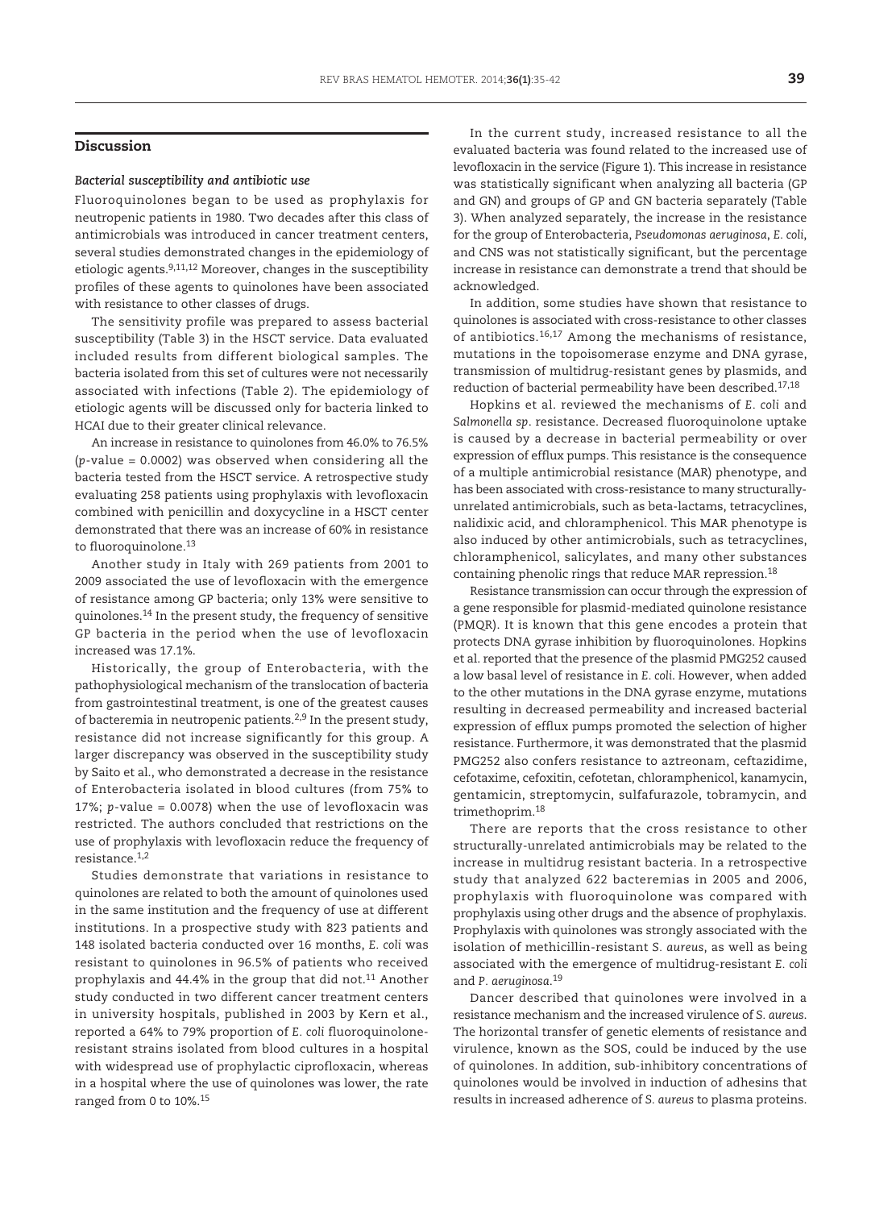## Discussion

### *Bacterial susceptibility and antibiotic use*

Fluoroquinolones began to be used as prophylaxis for neutropenic patients in 1980. Two decades after this class of antimicrobials was introduced in cancer treatment centers, several studies demonstrated changes in the epidemiology of etiologic agents.[9,11,12] Moreover, changes in the susceptibility profiles of these agents to quinolones have been associated with resistance to other classes of drugs.

The sensitivity profile was prepared to assess bacterial susceptibility (Table 3) in the HSCT service. Data evaluated included results from different biological samples. The bacteria isolated from this set of cultures were not necessarily associated with infections (Table 2). The epidemiology of etiologic agents will be discussed only for bacteria linked to HCAI due to their greater clinical relevance.

An increase in resistance to quinolones from 46.0% to 76.5% ($p$-value = 0.0002) was observed when considering all the bacteria tested from the HSCT service. A retrospective study evaluating 258 patients using prophylaxis with levofloxacin combined with penicillin and doxycycline in a HSCT center demonstrated that there was an increase of 60% in resistance to fluoroquinolone.[13]

Another study in Italy with 269 patients from 2001 to 2009 associated the use of levofloxacin with the emergence of resistance among GP bacteria; only 13% were sensitive to quinolones.[14] In the present study, the frequency of sensitive GP bacteria in the period when the use of levofloxacin increased was 17.1%.

Historically, the group of Enterobacteria, with the pathophysiological mechanism of the translocation of bacteria from gastrointestinal treatment, is one of the greatest causes of bacteremia in neutropenic patients.[2,9] In the present study, resistance did not increase significantly for this group. A larger discrepancy was observed in the susceptibility study by Saito et al., who demonstrated a decrease in the resistance of Enterobacteria isolated in blood cultures (from 75% to 17%; $p$-value = 0.0078) when the use of levofloxacin was restricted. The authors concluded that restrictions on the use of prophylaxis with levofloxacin reduce the frequency of resistance.[1,2]

Studies demonstrate that variations in resistance to quinolones are related to both the amount of quinolones used in the same institution and the frequency of use at different institutions. In a prospective study with 823 patients and 148 isolated bacteria conducted over 16 months, *E. coli* was resistant to quinolones in 96.5% of patients who received prophylaxis and 44.4% in the group that did not.[11] Another study conducted in two different cancer treatment centers in university hospitals, published in 2003 by Kern et al., reported a 64% to 79% proportion of *E. coli* fluoroquinolone-resistant strains isolated from blood cultures in a hospital with widespread use of prophylactic ciprofloxacin, whereas in a hospital where the use of quinolones was lower, the rate ranged from 0 to 10%.[15]

In the current study, increased resistance to all the evaluated bacteria was found related to the increased use of levofloxacin in the service (Figure 1). This increase in resistance was statistically significant when analyzing all bacteria (GP and GN) and groups of GP and GN bacteria separately (Table 3). When analyzed separately, the increase in the resistance for the group of Enterobacteria, *Pseudomonas aeruginosa*, *E. coli*, and CNS was not statistically significant, but the percentage increase in resistance can demonstrate a trend that should be acknowledged.

In addition, some studies have shown that resistance to quinolones is associated with cross-resistance to other classes of antibiotics.[16,17] Among the mechanisms of resistance, mutations in the topoisomerase enzyme and DNA gyrase, transmission of multidrug-resistant genes by plasmids, and reduction of bacterial permeability have been described.[17,18]

Hopkins et al. reviewed the mechanisms of *E. coli* and *Salmonella sp*. resistance. Decreased fluoroquinolone uptake is caused by a decrease in bacterial permeability or over expression of efflux pumps. This resistance is the consequence of a multiple antimicrobial resistance (MAR) phenotype, and has been associated with cross-resistance to many structurally-unrelated antimicrobials, such as beta-lactams, tetracyclines, nalidixic acid, and chloramphenicol. This MAR phenotype is also induced by other antimicrobials, such as tetracyclines, chloramphenicol, salicylates, and many other substances containing phenolic rings that reduce MAR repression.[18]

Resistance transmission can occur through the expression of a gene responsible for plasmid-mediated quinolone resistance (PMQR). It is known that this gene encodes a protein that protects DNA gyrase inhibition by fluoroquinolones. Hopkins et al. reported that the presence of the plasmid PMG252 caused a low basal level of resistance in *E. coli*. However, when added to the other mutations in the DNA gyrase enzyme, mutations resulting in decreased permeability and increased bacterial expression of efflux pumps promoted the selection of higher resistance. Furthermore, it was demonstrated that the plasmid PMG252 also confers resistance to aztreonam, ceftazidime, cefotaxime, cefoxitin, cefotetan, chloramphenicol, kanamycin, gentamicin, streptomycin, sulfafurazole, tobramycin, and trimethoprim.[18]

There are reports that the cross resistance to other structurally-unrelated antimicrobials may be related to the increase in multidrug resistant bacteria. In a retrospective study that analyzed 622 bacteremias in 2005 and 2006, prophylaxis with fluoroquinolone was compared with prophylaxis using other drugs and the absence of prophylaxis. Prophylaxis with quinolones was strongly associated with the isolation of methicillin-resistant *S. aureus*, as well as being associated with the emergence of multidrug-resistant *E. coli* and *P. aeruginosa*.[19]

Dancer described that quinolones were involved in a resistance mechanism and the increased virulence of *S. aureus*. The horizontal transfer of genetic elements of resistance and virulence, known as the SOS, could be induced by the use of quinolones. In addition, sub-inhibitory concentrations of quinolones would be involved in induction of adhesins that results in increased adherence of *S. aureus* to plasma proteins.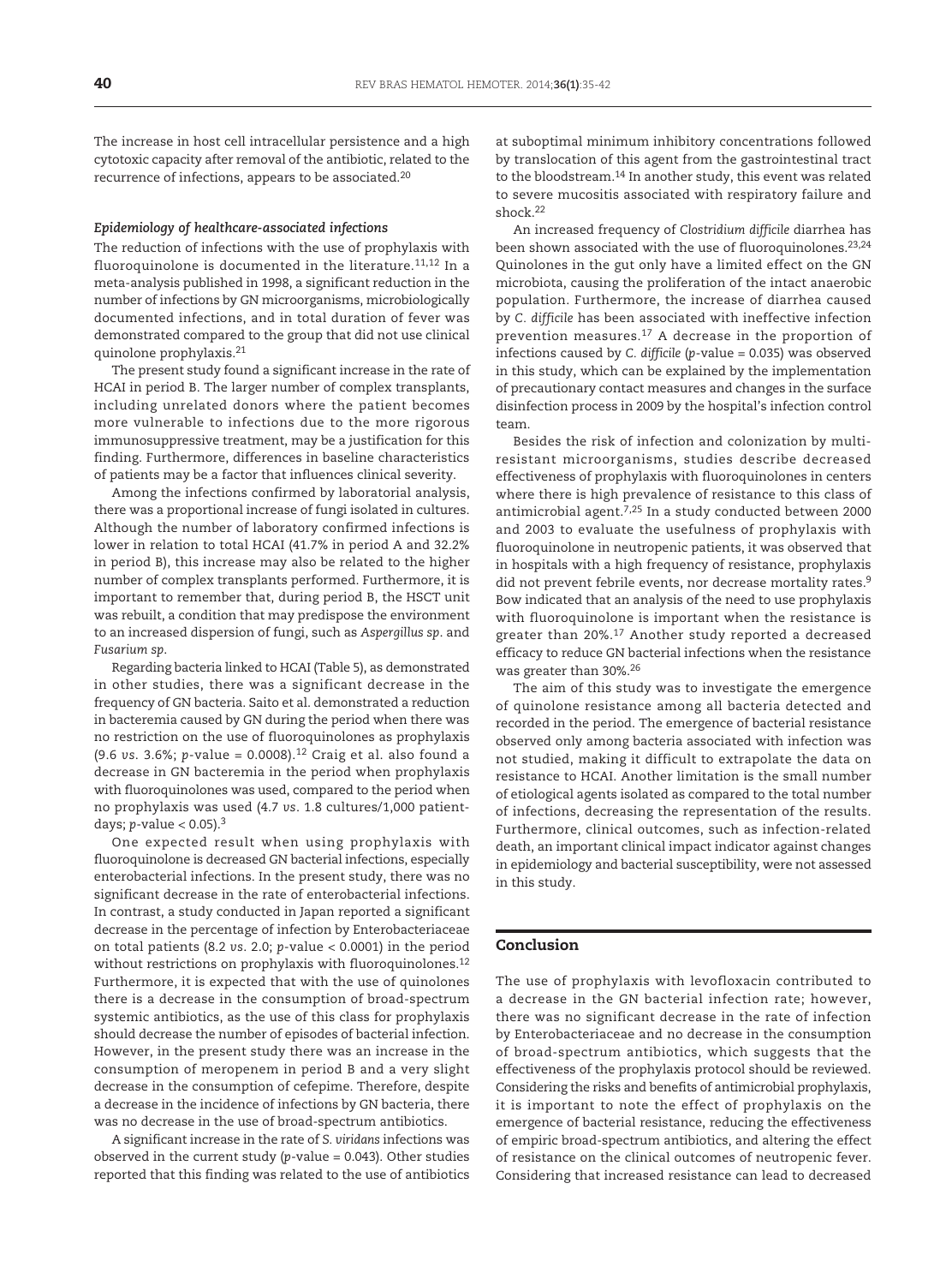The increase in host cell intracellular persistence and a high cytotoxic capacity after removal of the antibiotic, related to the recurrence of infections, appears to be associated.[20]

### *Epidemiology of healthcare-associated infections*

The reduction of infections with the use of prophylaxis with fluoroquinolone is documented in the literature.[11,12] In a meta-analysis published in 1998, a significant reduction in the number of infections by GN microorganisms, microbiologically documented infections, and in total duration of fever was demonstrated compared to the group that did not use clinical quinolone prophylaxis.[21]

The present study found a significant increase in the rate of HCAI in period B. The larger number of complex transplants, including unrelated donors where the patient becomes more vulnerable to infections due to the more rigorous immunosuppressive treatment, may be a justification for this finding. Furthermore, differences in baseline characteristics of patients may be a factor that influences clinical severity.

Among the infections confirmed by laboratorial analysis, there was a proportional increase of fungi isolated in cultures. Although the number of laboratory confirmed infections is lower in relation to total HCAI (41.7% in period A and 32.2% in period B), this increase may also be related to the higher number of complex transplants performed. Furthermore, it is important to remember that, during period B, the HSCT unit was rebuilt, a condition that may predispose the environment to an increased dispersion of fungi, such as *Aspergillus sp*. and *Fusarium sp*.

Regarding bacteria linked to HCAI (Table 5), as demonstrated in other studies, there was a significant decrease in the frequency of GN bacteria. Saito et al. demonstrated a reduction in bacteremia caused by GN during the period when there was no restriction on the use of fluoroquinolones as prophylaxis (9.6 *vs.* 3.6%; *p*-value = 0.0008).[12] Craig et al. also found a decrease in GN bacteremia in the period when prophylaxis with fluoroquinolones was used, compared to the period when no prophylaxis was used (4.7 *vs.* 1.8 cultures/1,000 patient-days; *p*-value < 0.05).[3]

One expected result when using prophylaxis with fluoroquinolone is decreased GN bacterial infections, especially enterobacterial infections. In the present study, there was no significant decrease in the rate of enterobacterial infections. In contrast, a study conducted in Japan reported a significant decrease in the percentage of infection by Enterobacteriaceae on total patients (8.2 *vs.* 2.0; *p*-value < 0.0001) in the period without restrictions on prophylaxis with fluoroquinolones.[12] Furthermore, it is expected that with the use of quinolones there is a decrease in the consumption of broad-spectrum systemic antibiotics, as the use of this class for prophylaxis should decrease the number of episodes of bacterial infection. However, in the present study there was an increase in the consumption of meropenem in period B and a very slight decrease in the consumption of cefepime. Therefore, despite a decrease in the incidence of infections by GN bacteria, there was no decrease in the use of broad-spectrum antibiotics.

A significant increase in the rate of *S. viridans* infections was observed in the current study (*p*-value = 0.043). Other studies reported that this finding was related to the use of antibiotics at suboptimal minimum inhibitory concentrations followed by translocation of this agent from the gastrointestinal tract to the bloodstream.[14] In another study, this event was related to severe mucositis associated with respiratory failure and shock.[22]

An increased frequency of *Clostridium difficile* diarrhea has been shown associated with the use of fluoroquinolones.[23,24] Quinolones in the gut only have a limited effect on the GN microbiota, causing the proliferation of the intact anaerobic population. Furthermore, the increase of diarrhea caused by *C. difficile* has been associated with ineffective infection prevention measures.[17] A decrease in the proportion of infections caused by *C. difficile* (*p*-value = 0.035) was observed in this study, which can be explained by the implementation of precautionary contact measures and changes in the surface disinfection process in 2009 by the hospital's infection control team.

Besides the risk of infection and colonization by multi-resistant microorganisms, studies describe decreased effectiveness of prophylaxis with fluoroquinolones in centers where there is high prevalence of resistance to this class of antimicrobial agent.[7,25] In a study conducted between 2000 and 2003 to evaluate the usefulness of prophylaxis with fluoroquinolone in neutropenic patients, it was observed that in hospitals with a high frequency of resistance, prophylaxis did not prevent febrile events, nor decrease mortality rates.[9] Bow indicated that an analysis of the need to use prophylaxis with fluoroquinolone is important when the resistance is greater than 20%.[17] Another study reported a decreased efficacy to reduce GN bacterial infections when the resistance was greater than 30%.[26]

The aim of this study was to investigate the emergence of quinolone resistance among all bacteria detected and recorded in the period. The emergence of bacterial resistance observed only among bacteria associated with infection was not studied, making it difficult to extrapolate the data on resistance to HCAI. Another limitation is the small number of etiological agents isolated as compared to the total number of infections, decreasing the representation of the results. Furthermore, clinical outcomes, such as infection-related death, an important clinical impact indicator against changes in epidemiology and bacterial susceptibility, were not assessed in this study.

## Conclusion

The use of prophylaxis with levofloxacin contributed to a decrease in the GN bacterial infection rate; however, there was no significant decrease in the rate of infection by Enterobacteriaceae and no decrease in the consumption of broad-spectrum antibiotics, which suggests that the effectiveness of the prophylaxis protocol should be reviewed. Considering the risks and benefits of antimicrobial prophylaxis, it is important to note the effect of prophylaxis on the emergence of bacterial resistance, reducing the effectiveness of empiric broad-spectrum antibiotics, and altering the effect of resistance on the clinical outcomes of neutropenic fever. Considering that increased resistance can lead to decreased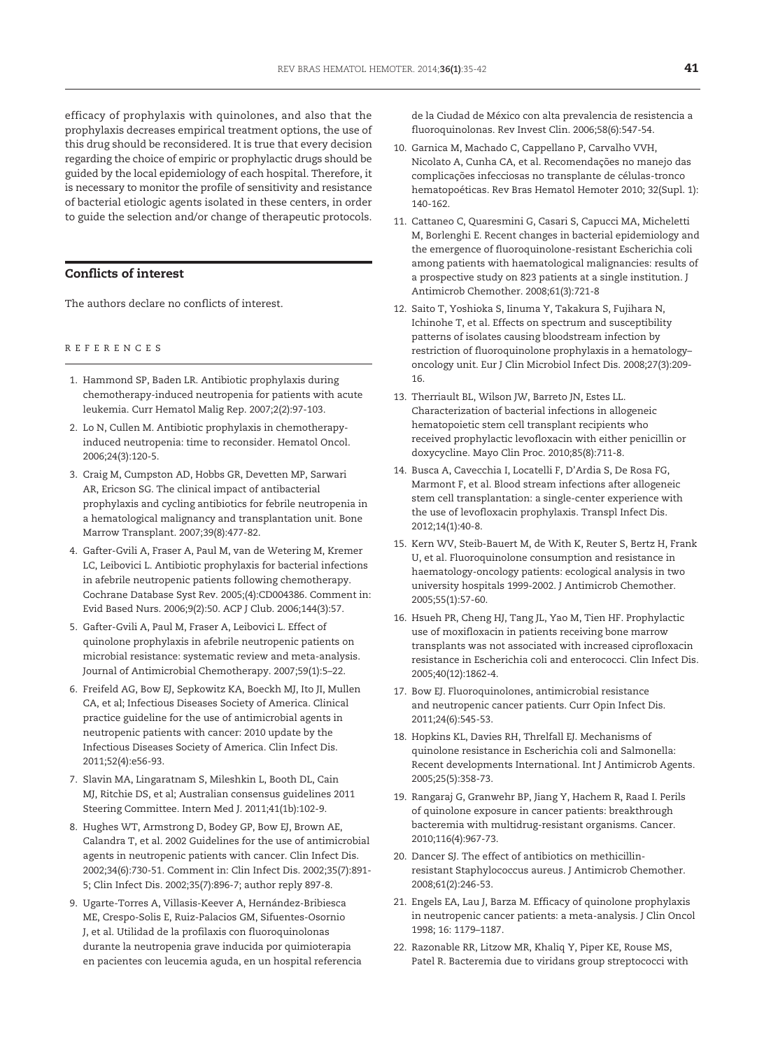efficacy of prophylaxis with quinolones, and also that the prophylaxis decreases empirical treatment options, the use of this drug should be reconsidered. It is true that every decision regarding the choice of empiric or prophylactic drugs should be guided by the local epidemiology of each hospital. Therefore, it is necessary to monitor the profile of sensitivity and resistance of bacterial etiologic agents isolated in these centers, in order to guide the selection and/or change of therapeutic protocols.

## Conflicts of interest

The authors declare no conflicts of interest.

## REFERENCES

1. Hammond SP, Baden LR. Antibiotic prophylaxis during chemotherapy-induced neutropenia for patients with acute leukemia. Curr Hematol Malig Rep. 2007;2(2):97-103.
2. Lo N, Cullen M. Antibiotic prophylaxis in chemotherapy-induced neutropenia: time to reconsider. Hematol Oncol. 2006;24(3):120-5.
3. Craig M, Cumpston AD, Hobbs GR, Devetten MP, Sarwari AR, Ericson SG. The clinical impact of antibacterial prophylaxis and cycling antibiotics for febrile neutropenia in a hematological malignancy and transplantation unit. Bone Marrow Transplant. 2007;39(8):477-82.
4. Gafter-Gvili A, Fraser A, Paul M, van de Wetering M, Kremer LC, Leibovici L. Antibiotic prophylaxis for bacterial infections in afebrile neutropenic patients following chemotherapy. Cochrane Database Syst Rev. 2005;(4):CD004386. Comment in: Evid Based Nurs. 2006;9(2):50. ACP J Club. 2006;144(3):57.
5. Gafter-Gvili A, Paul M, Fraser A, Leibovici L. Effect of quinolone prophylaxis in afebrile neutropenic patients on microbial resistance: systematic review and meta-analysis. Journal of Antimicrobial Chemotherapy. 2007;59(1):5–22.
6. Freifeld AG, Bow EJ, Sepkowitz KA, Boeckh MJ, Ito JI, Mullen CA, et al; Infectious Diseases Society of America. Clinical practice guideline for the use of antimicrobial agents in neutropenic patients with cancer: 2010 update by the Infectious Diseases Society of America. Clin Infect Dis. 2011;52(4):e56-93.
7. Slavin MA, Lingaratnam S, Mileshkin L, Booth DL, Cain MJ, Ritchie DS, et al; Australian consensus guidelines 2011 Steering Committee. Intern Med J. 2011;41(1b):102-9.
8. Hughes WT, Armstrong D, Bodey GP, Bow EJ, Brown AE, Calandra T, et al. 2002 Guidelines for the use of antimicrobial agents in neutropenic patients with cancer. Clin Infect Dis. 2002;34(6):730-51. Comment in: Clin Infect Dis. 2002;35(7):891-5; Clin Infect Dis. 2002;35(7):896-7; author reply 897-8.
9. Ugarte-Torres A, Villasis-Keever A, Hernández-Bribiesca ME, Crespo-Solis E, Ruiz-Palacios GM, Sifuentes-Osornio J, et al. Utilidad de la profilaxis con fluoroquinolonas durante la neutropenia grave inducida por quimioterapia en pacientes con leucemia aguda, en un hospital referencia de la Ciudad de México con alta prevalencia de resistencia a fluoroquinolonas. Rev Invest Clin. 2006;58(6):547-54.
10. Garnica M, Machado C, Cappellano P, Carvalho VVH, Nicolato A, Cunha CA, et al. Recomendações no manejo das complicações infecciosas no transplante de células-tronco hematopoéticas. Rev Bras Hematol Hemoter 2010; 32(Supl. 1): 140-162.
11. Cattaneo C, Quaresmini G, Casari S, Capucci MA, Micheletti M, Borlenghi E. Recent changes in bacterial epidemiology and the emergence of fluoroquinolone-resistant Escherichia coli among patients with haematological malignancies: results of a prospective study on 823 patients at a single institution. J Antimicrob Chemother. 2008;61(3):721-8
12. Saito T, Yoshioka S, Iinuma Y, Takakura S, Fujihara N, Ichinohe T, et al. Effects on spectrum and susceptibility patterns of isolates causing bloodstream infection by restriction of fluoroquinolone prophylaxis in a hematology–oncology unit. Eur J Clin Microbiol Infect Dis. 2008;27(3):209-16.
13. Therriault BL, Wilson JW, Barreto JN, Estes LL. Characterization of bacterial infections in allogeneic hematopoietic stem cell transplant recipients who received prophylactic levofloxacin with either penicillin or doxycycline. Mayo Clin Proc. 2010;85(8):711-8.
14. Busca A, Cavecchia I, Locatelli F, D'Ardia S, De Rosa FG, Marmont F, et al. Blood stream infections after allogeneic stem cell transplantation: a single-center experience with the use of levofloxacin prophylaxis. Transpl Infect Dis. 2012;14(1):40-8.
15. Kern WV, Steib-Bauert M, de With K, Reuter S, Bertz H, Frank U, et al. Fluoroquinolone consumption and resistance in haematology-oncology patients: ecological analysis in two university hospitals 1999-2002. J Antimicrob Chemother. 2005;55(1):57-60.
16. Hsueh PR, Cheng HJ, Tang JL, Yao M, Tien HF. Prophylactic use of moxifloxacin in patients receiving bone marrow transplants was not associated with increased ciprofloxacin resistance in Escherichia coli and enterococci. Clin Infect Dis. 2005;40(12):1862-4.
17. Bow EJ. Fluoroquinolones, antimicrobial resistance and neutropenic cancer patients. Curr Opin Infect Dis. 2011;24(6):545-53.
18. Hopkins KL, Davies RH, Threlfall EJ. Mechanisms of quinolone resistance in Escherichia coli and Salmonella: Recent developments International. Int J Antimicrob Agents. 2005;25(5):358-73.
19. Rangaraj G, Granwehr BP, Jiang Y, Hachem R, Raad I. Perils of quinolone exposure in cancer patients: breakthrough bacteremia with multidrug-resistant organisms. Cancer. 2010;116(4):967-73.
20. Dancer SJ. The effect of antibiotics on methicillin-resistant Staphylococcus aureus. J Antimicrob Chemother. 2008;61(2):246-53.
21. Engels EA, Lau J, Barza M. Efficacy of quinolone prophylaxis in neutropenic cancer patients: a meta-analysis. J Clin Oncol 1998; 16: 1179–1187.
22. Razonable RR, Litzow MR, Khaliq Y, Piper KE, Rouse MS, Patel R. Bacteremia due to viridans group streptococci with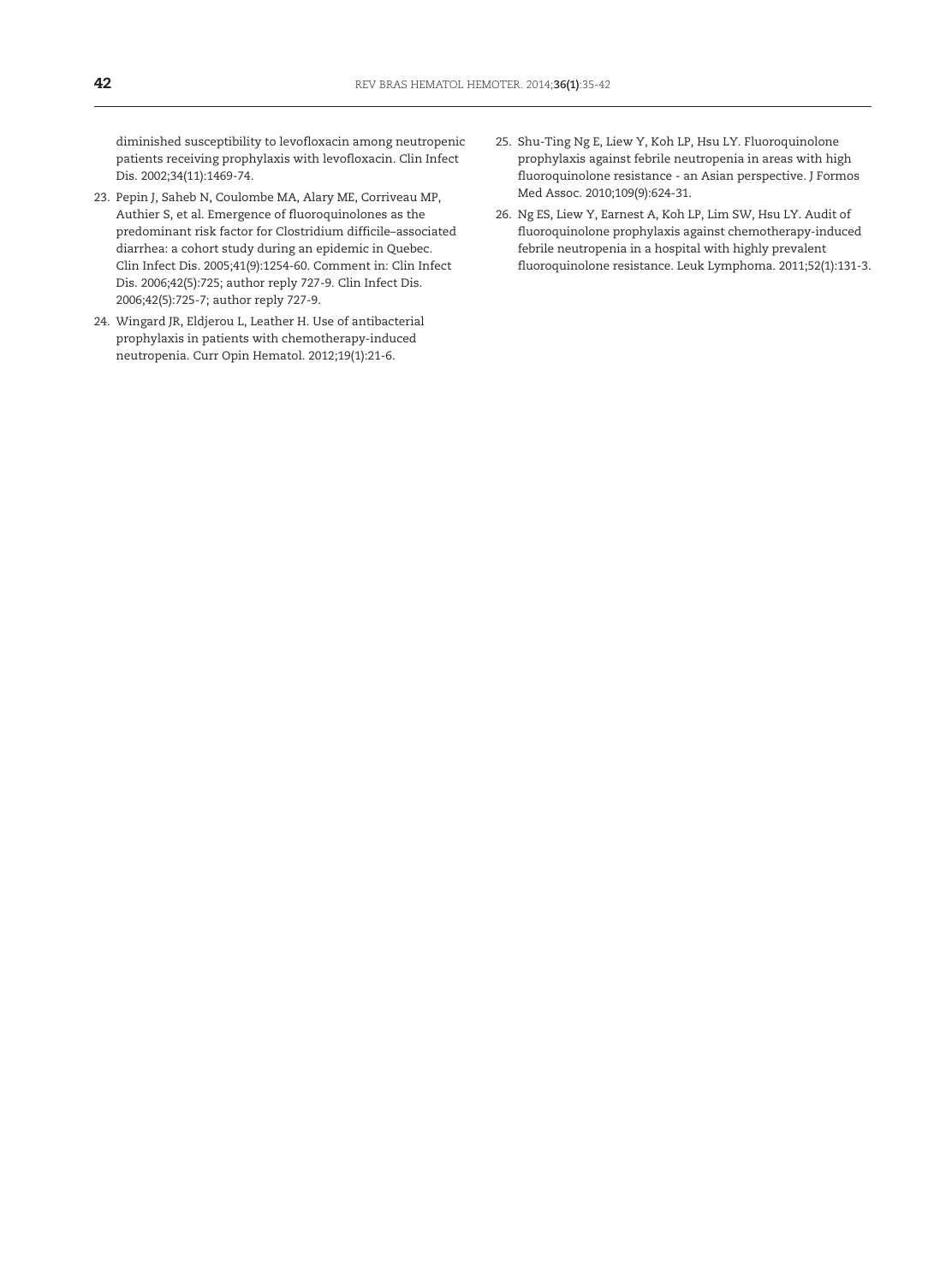diminished susceptibility to levofloxacin among neutropenic patients receiving prophylaxis with levofloxacin. Clin Infect Dis. 2002;34(11):1469-74.

23. Pepin J, Saheb N, Coulombe MA, Alary ME, Corriveau MP, Authier S, et al. Emergence of fluoroquinolones as the predominant risk factor for Clostridium difficile–associated diarrhea: a cohort study during an epidemic in Quebec. Clin Infect Dis. 2005;41(9):1254-60. Comment in: Clin Infect Dis. 2006;42(5):725; author reply 727-9. Clin Infect Dis. 2006;42(5):725-7; author reply 727-9.
24. Wingard JR, Eldjerou L, Leather H. Use of antibacterial prophylaxis in patients with chemotherapy-induced neutropenia. Curr Opin Hematol. 2012;19(1):21-6.
25. Shu-Ting Ng E, Liew Y, Koh LP, Hsu LY. Fluoroquinolone prophylaxis against febrile neutropenia in areas with high fluoroquinolone resistance - an Asian perspective. J Formos Med Assoc. 2010;109(9):624-31.
26. Ng ES, Liew Y, Earnest A, Koh LP, Lim SW, Hsu LY. Audit of fluoroquinolone prophylaxis against chemotherapy-induced febrile neutropenia in a hospital with highly prevalent fluoroquinolone resistance. Leuk Lymphoma. 2011;52(1):131-3.